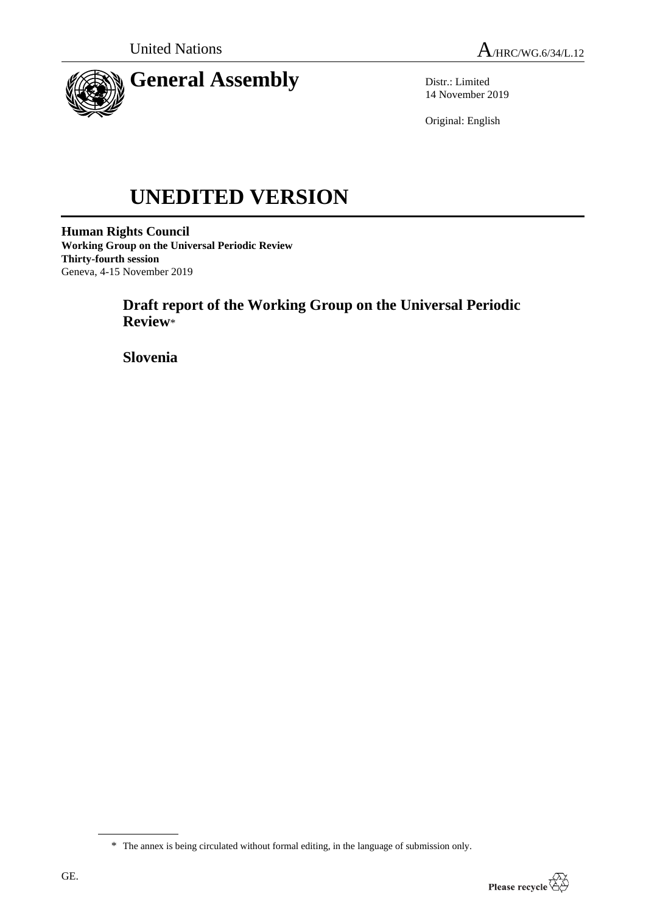United Nations A/HRC/WG.6/34/L.12

# General Assembly

Distr.: Limited
14 November 2019

Original: English

# UNEDITED VERSION

**Human Rights Council**
**Working Group on the Universal Periodic Review**
**Thirty-fourth session**
Geneva, 4-15 November 2019

## Draft report of the Working Group on the Universal Periodic Review*

## Slovenia

---

\* The annex is being circulated without formal editing, in the language of submission only.

GE.

Please recycle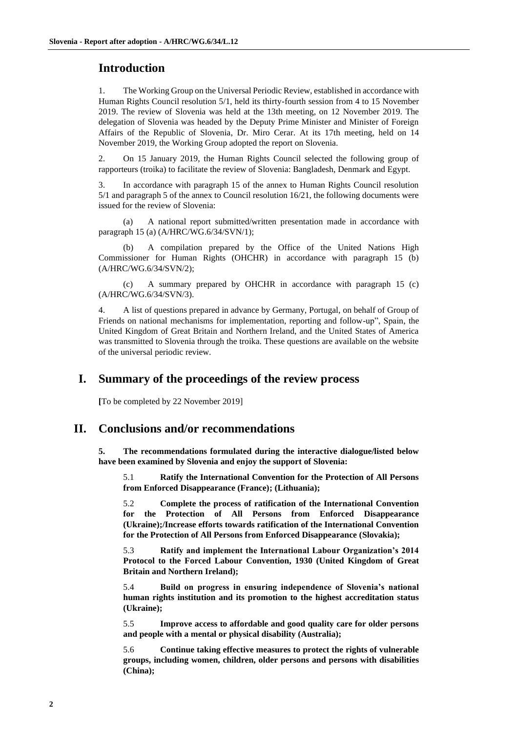## Introduction

1. The Working Group on the Universal Periodic Review, established in accordance with Human Rights Council resolution 5/1, held its thirty-fourth session from 4 to 15 November 2019. The review of Slovenia was held at the 13th meeting, on 12 November 2019. The delegation of Slovenia was headed by the Deputy Prime Minister and Minister of Foreign Affairs of the Republic of Slovenia, Dr. Miro Cerar. At its 17th meeting, held on 14 November 2019, the Working Group adopted the report on Slovenia.

2. On 15 January 2019, the Human Rights Council selected the following group of rapporteurs (troika) to facilitate the review of Slovenia: Bangladesh, Denmark and Egypt.

3. In accordance with paragraph 15 of the annex to Human Rights Council resolution 5/1 and paragraph 5 of the annex to Council resolution 16/21, the following documents were issued for the review of Slovenia:

(a) A national report submitted/written presentation made in accordance with paragraph 15 (a) (A/HRC/WG.6/34/SVN/1);

(b) A compilation prepared by the Office of the United Nations High Commissioner for Human Rights (OHCHR) in accordance with paragraph 15 (b) (A/HRC/WG.6/34/SVN/2);

(c) A summary prepared by OHCHR in accordance with paragraph 15 (c) (A/HRC/WG.6/34/SVN/3).

4. A list of questions prepared in advance by Germany, Portugal, on behalf of Group of Friends on national mechanisms for implementation, reporting and follow-up", Spain, the United Kingdom of Great Britain and Northern Ireland, and the United States of America was transmitted to Slovenia through the troika. These questions are available on the website of the universal periodic review.

## I. Summary of the proceedings of the review process

[To be completed by 22 November 2019]

## II. Conclusions and/or recommendations

**5. The recommendations formulated during the interactive dialogue/listed below have been examined by Slovenia and enjoy the support of Slovenia:**

5.1 **Ratify the International Convention for the Protection of All Persons from Enforced Disappearance (France); (Lithuania);**

5.2 **Complete the process of ratification of the International Convention for the Protection of All Persons from Enforced Disappearance (Ukraine);/Increase efforts towards ratification of the International Convention for the Protection of All Persons from Enforced Disappearance (Slovakia);**

5.3 **Ratify and implement the International Labour Organization's 2014 Protocol to the Forced Labour Convention, 1930 (United Kingdom of Great Britain and Northern Ireland);**

5.4 **Build on progress in ensuring independence of Slovenia's national human rights institution and its promotion to the highest accreditation status (Ukraine);**

5.5 **Improve access to affordable and good quality care for older persons and people with a mental or physical disability (Australia);**

5.6 **Continue taking effective measures to protect the rights of vulnerable groups, including women, children, older persons and persons with disabilities (China);**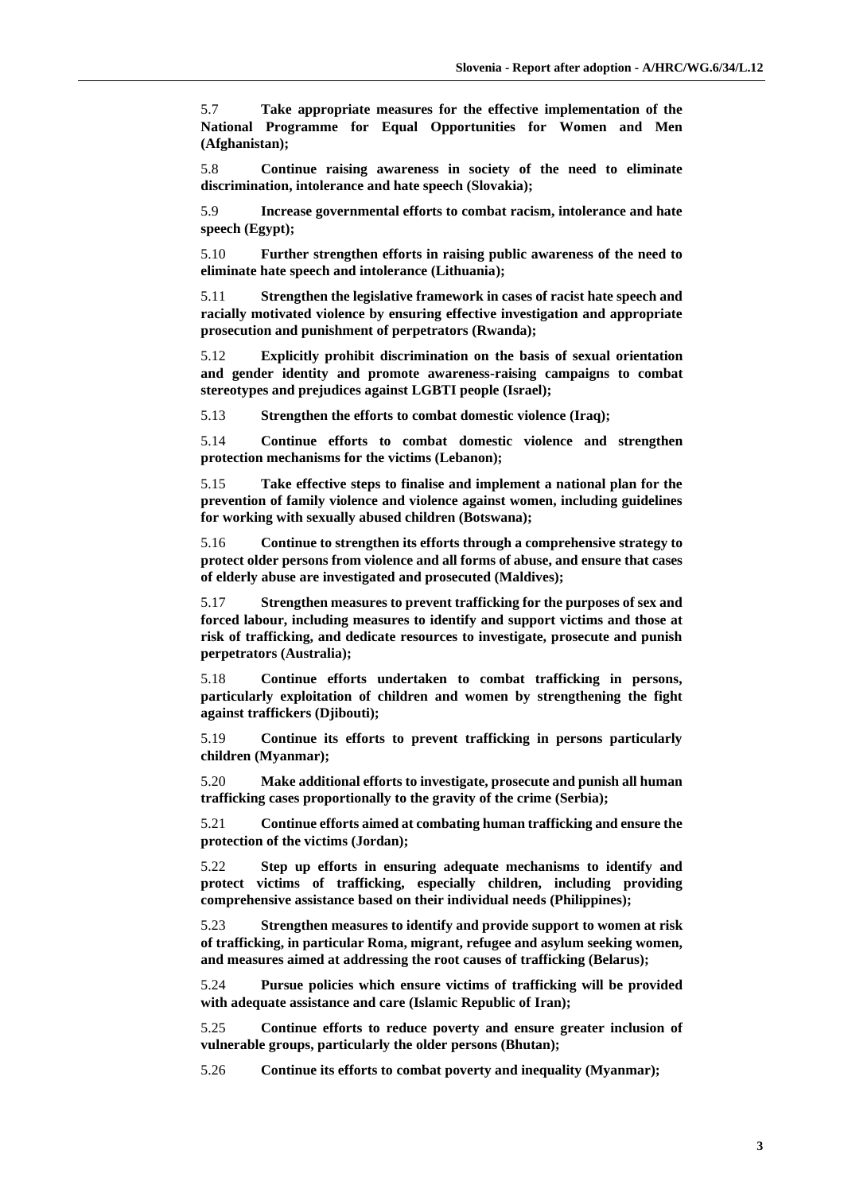5.7 **Take appropriate measures for the effective implementation of the National Programme for Equal Opportunities for Women and Men (Afghanistan);**

5.8 **Continue raising awareness in society of the need to eliminate discrimination, intolerance and hate speech (Slovakia);**

5.9 **Increase governmental efforts to combat racism, intolerance and hate speech (Egypt);**

5.10 **Further strengthen efforts in raising public awareness of the need to eliminate hate speech and intolerance (Lithuania);**

5.11 **Strengthen the legislative framework in cases of racist hate speech and racially motivated violence by ensuring effective investigation and appropriate prosecution and punishment of perpetrators (Rwanda);**

5.12 **Explicitly prohibit discrimination on the basis of sexual orientation and gender identity and promote awareness-raising campaigns to combat stereotypes and prejudices against LGBTI people (Israel);**

5.13 **Strengthen the efforts to combat domestic violence (Iraq);**

5.14 **Continue efforts to combat domestic violence and strengthen protection mechanisms for the victims (Lebanon);**

5.15 **Take effective steps to finalise and implement a national plan for the prevention of family violence and violence against women, including guidelines for working with sexually abused children (Botswana);**

5.16 **Continue to strengthen its efforts through a comprehensive strategy to protect older persons from violence and all forms of abuse, and ensure that cases of elderly abuse are investigated and prosecuted (Maldives);**

5.17 **Strengthen measures to prevent trafficking for the purposes of sex and forced labour, including measures to identify and support victims and those at risk of trafficking, and dedicate resources to investigate, prosecute and punish perpetrators (Australia);**

5.18 **Continue efforts undertaken to combat trafficking in persons, particularly exploitation of children and women by strengthening the fight against traffickers (Djibouti);**

5.19 **Continue its efforts to prevent trafficking in persons particularly children (Myanmar);**

5.20 **Make additional efforts to investigate, prosecute and punish all human trafficking cases proportionally to the gravity of the crime (Serbia);**

5.21 **Continue efforts aimed at combating human trafficking and ensure the protection of the victims (Jordan);**

5.22 **Step up efforts in ensuring adequate mechanisms to identify and protect victims of trafficking, especially children, including providing comprehensive assistance based on their individual needs (Philippines);**

5.23 **Strengthen measures to identify and provide support to women at risk of trafficking, in particular Roma, migrant, refugee and asylum seeking women, and measures aimed at addressing the root causes of trafficking (Belarus);**

5.24 **Pursue policies which ensure victims of trafficking will be provided with adequate assistance and care (Islamic Republic of Iran);**

5.25 **Continue efforts to reduce poverty and ensure greater inclusion of vulnerable groups, particularly the older persons (Bhutan);**

5.26 **Continue its efforts to combat poverty and inequality (Myanmar);**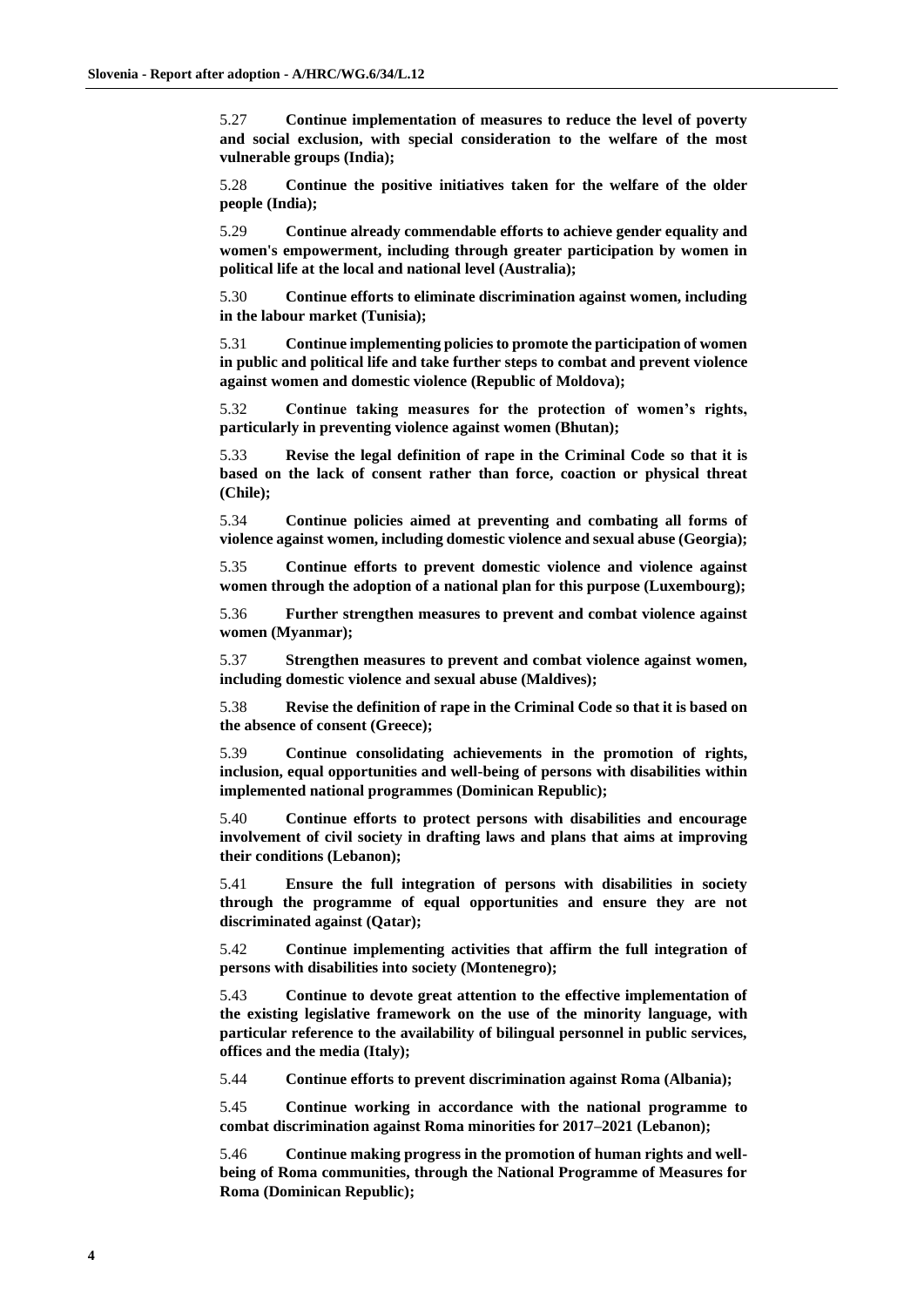5.27 **Continue implementation of measures to reduce the level of poverty and social exclusion, with special consideration to the welfare of the most vulnerable groups (India);**

5.28 **Continue the positive initiatives taken for the welfare of the older people (India);**

5.29 **Continue already commendable efforts to achieve gender equality and women's empowerment, including through greater participation by women in political life at the local and national level (Australia);**

5.30 **Continue efforts to eliminate discrimination against women, including in the labour market (Tunisia);**

5.31 **Continue implementing policies to promote the participation of women in public and political life and take further steps to combat and prevent violence against women and domestic violence (Republic of Moldova);**

5.32 **Continue taking measures for the protection of women's rights, particularly in preventing violence against women (Bhutan);**

5.33 **Revise the legal definition of rape in the Criminal Code so that it is based on the lack of consent rather than force, coaction or physical threat (Chile);**

5.34 **Continue policies aimed at preventing and combating all forms of violence against women, including domestic violence and sexual abuse (Georgia);**

5.35 **Continue efforts to prevent domestic violence and violence against women through the adoption of a national plan for this purpose (Luxembourg);**

5.36 **Further strengthen measures to prevent and combat violence against women (Myanmar);**

5.37 **Strengthen measures to prevent and combat violence against women, including domestic violence and sexual abuse (Maldives);**

5.38 **Revise the definition of rape in the Criminal Code so that it is based on the absence of consent (Greece);**

5.39 **Continue consolidating achievements in the promotion of rights, inclusion, equal opportunities and well-being of persons with disabilities within implemented national programmes (Dominican Republic);**

5.40 **Continue efforts to protect persons with disabilities and encourage involvement of civil society in drafting laws and plans that aims at improving their conditions (Lebanon);**

5.41 **Ensure the full integration of persons with disabilities in society through the programme of equal opportunities and ensure they are not discriminated against (Qatar);**

5.42 **Continue implementing activities that affirm the full integration of persons with disabilities into society (Montenegro);**

5.43 **Continue to devote great attention to the effective implementation of the existing legislative framework on the use of the minority language, with particular reference to the availability of bilingual personnel in public services, offices and the media (Italy);**

5.44 **Continue efforts to prevent discrimination against Roma (Albania);**

5.45 **Continue working in accordance with the national programme to combat discrimination against Roma minorities for 2017–2021 (Lebanon);**

5.46 **Continue making progress in the promotion of human rights and well-being of Roma communities, through the National Programme of Measures for Roma (Dominican Republic);**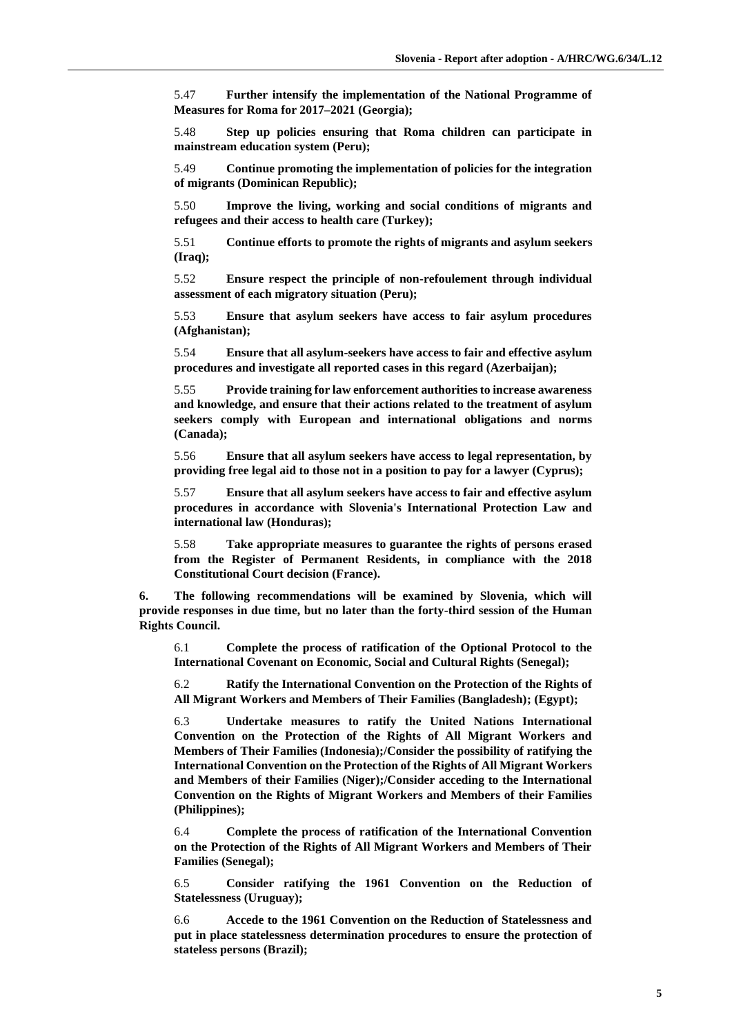5.47 **Further intensify the implementation of the National Programme of Measures for Roma for 2017–2021 (Georgia);**

5.48 **Step up policies ensuring that Roma children can participate in mainstream education system (Peru);**

5.49 **Continue promoting the implementation of policies for the integration of migrants (Dominican Republic);**

5.50 **Improve the living, working and social conditions of migrants and refugees and their access to health care (Turkey);**

5.51 **Continue efforts to promote the rights of migrants and asylum seekers (Iraq);**

5.52 **Ensure respect the principle of non-refoulement through individual assessment of each migratory situation (Peru);**

5.53 **Ensure that asylum seekers have access to fair asylum procedures (Afghanistan);**

5.54 **Ensure that all asylum-seekers have access to fair and effective asylum procedures and investigate all reported cases in this regard (Azerbaijan);**

5.55 **Provide training for law enforcement authorities to increase awareness and knowledge, and ensure that their actions related to the treatment of asylum seekers comply with European and international obligations and norms (Canada);**

5.56 **Ensure that all asylum seekers have access to legal representation, by providing free legal aid to those not in a position to pay for a lawyer (Cyprus);**

5.57 **Ensure that all asylum seekers have access to fair and effective asylum procedures in accordance with Slovenia's International Protection Law and international law (Honduras);**

5.58 **Take appropriate measures to guarantee the rights of persons erased from the Register of Permanent Residents, in compliance with the 2018 Constitutional Court decision (France).**

**6. The following recommendations will be examined by Slovenia, which will provide responses in due time, but no later than the forty-third session of the Human Rights Council.**

6.1 **Complete the process of ratification of the Optional Protocol to the International Covenant on Economic, Social and Cultural Rights (Senegal);**

6.2 **Ratify the International Convention on the Protection of the Rights of All Migrant Workers and Members of Their Families (Bangladesh); (Egypt);**

6.3 **Undertake measures to ratify the United Nations International Convention on the Protection of the Rights of All Migrant Workers and Members of Their Families (Indonesia);/Consider the possibility of ratifying the International Convention on the Protection of the Rights of All Migrant Workers and Members of their Families (Niger);/Consider acceding to the International Convention on the Rights of Migrant Workers and Members of their Families (Philippines);**

6.4 **Complete the process of ratification of the International Convention on the Protection of the Rights of All Migrant Workers and Members of Their Families (Senegal);**

6.5 **Consider ratifying the 1961 Convention on the Reduction of Statelessness (Uruguay);**

6.6 **Accede to the 1961 Convention on the Reduction of Statelessness and put in place statelessness determination procedures to ensure the protection of stateless persons (Brazil);**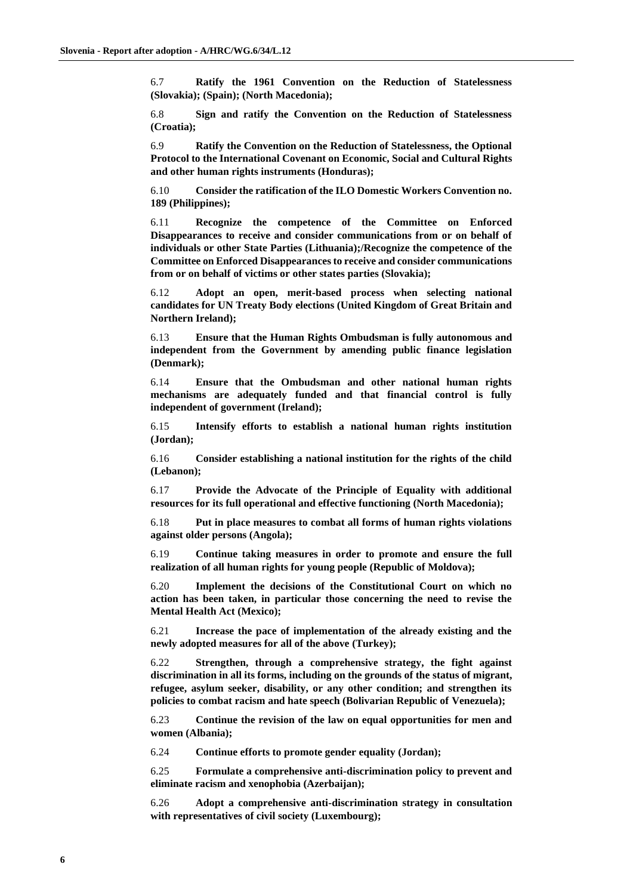6.7 **Ratify the 1961 Convention on the Reduction of Statelessness (Slovakia); (Spain); (North Macedonia);**

6.8 **Sign and ratify the Convention on the Reduction of Statelessness (Croatia);**

6.9 **Ratify the Convention on the Reduction of Statelessness, the Optional Protocol to the International Covenant on Economic, Social and Cultural Rights and other human rights instruments (Honduras);**

6.10 **Consider the ratification of the ILO Domestic Workers Convention no. 189 (Philippines);**

6.11 **Recognize the competence of the Committee on Enforced Disappearances to receive and consider communications from or on behalf of individuals or other State Parties (Lithuania);/Recognize the competence of the Committee on Enforced Disappearances to receive and consider communications from or on behalf of victims or other states parties (Slovakia);**

6.12 **Adopt an open, merit-based process when selecting national candidates for UN Treaty Body elections (United Kingdom of Great Britain and Northern Ireland);**

6.13 **Ensure that the Human Rights Ombudsman is fully autonomous and independent from the Government by amending public finance legislation (Denmark);**

6.14 **Ensure that the Ombudsman and other national human rights mechanisms are adequately funded and that financial control is fully independent of government (Ireland);**

6.15 **Intensify efforts to establish a national human rights institution (Jordan);**

6.16 **Consider establishing a national institution for the rights of the child (Lebanon);**

6.17 **Provide the Advocate of the Principle of Equality with additional resources for its full operational and effective functioning (North Macedonia);**

6.18 **Put in place measures to combat all forms of human rights violations against older persons (Angola);**

6.19 **Continue taking measures in order to promote and ensure the full realization of all human rights for young people (Republic of Moldova);**

6.20 **Implement the decisions of the Constitutional Court on which no action has been taken, in particular those concerning the need to revise the Mental Health Act (Mexico);**

6.21 **Increase the pace of implementation of the already existing and the newly adopted measures for all of the above (Turkey);**

6.22 **Strengthen, through a comprehensive strategy, the fight against discrimination in all its forms, including on the grounds of the status of migrant, refugee, asylum seeker, disability, or any other condition; and strengthen its policies to combat racism and hate speech (Bolivarian Republic of Venezuela);**

6.23 **Continue the revision of the law on equal opportunities for men and women (Albania);**

6.24 **Continue efforts to promote gender equality (Jordan);**

6.25 **Formulate a comprehensive anti-discrimination policy to prevent and eliminate racism and xenophobia (Azerbaijan);**

6.26 **Adopt a comprehensive anti-discrimination strategy in consultation with representatives of civil society (Luxembourg);**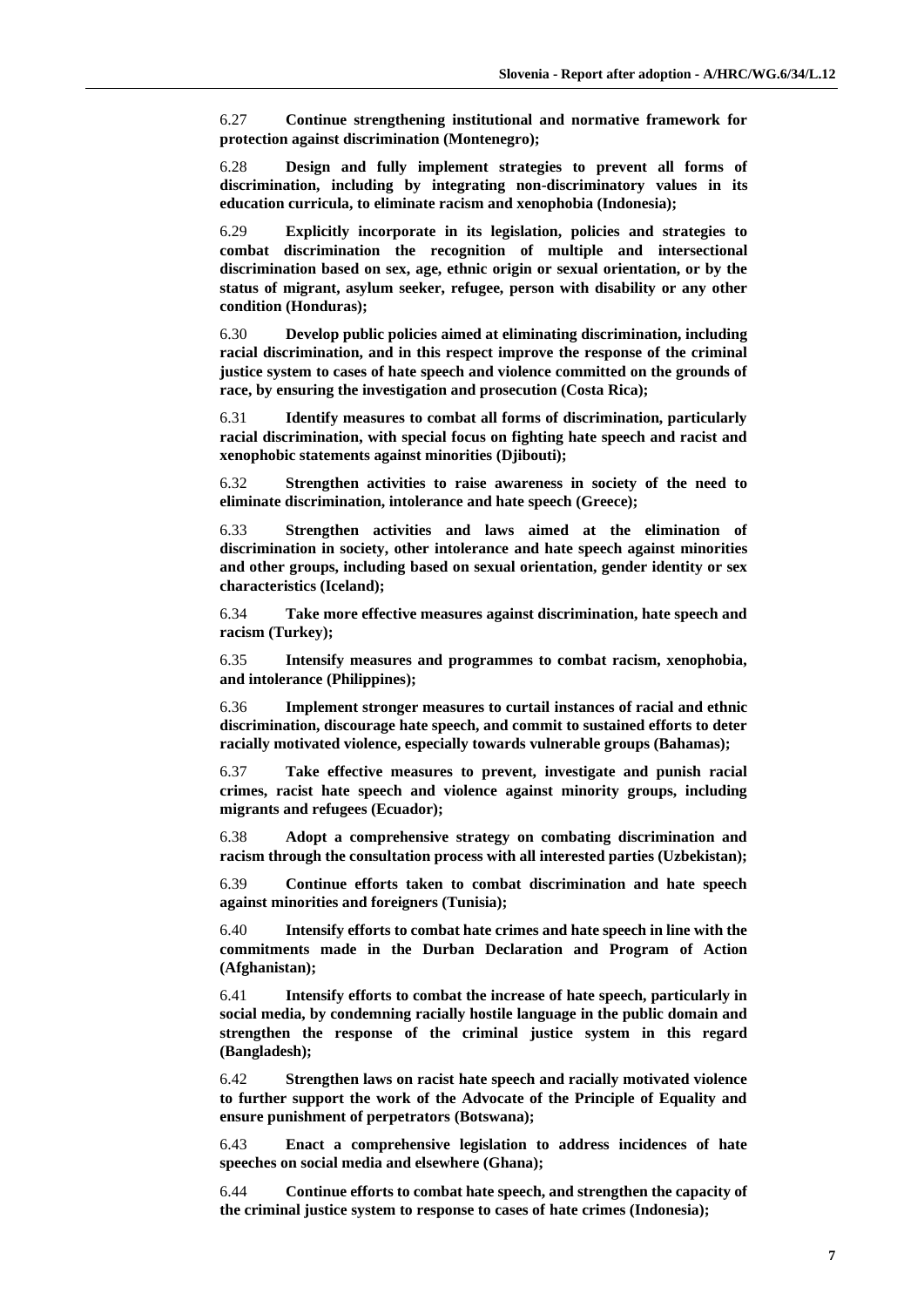6.27 **Continue strengthening institutional and normative framework for protection against discrimination (Montenegro);**

6.28 **Design and fully implement strategies to prevent all forms of discrimination, including by integrating non-discriminatory values in its education curricula, to eliminate racism and xenophobia (Indonesia);**

6.29 **Explicitly incorporate in its legislation, policies and strategies to combat discrimination the recognition of multiple and intersectional discrimination based on sex, age, ethnic origin or sexual orientation, or by the status of migrant, asylum seeker, refugee, person with disability or any other condition (Honduras);**

6.30 **Develop public policies aimed at eliminating discrimination, including racial discrimination, and in this respect improve the response of the criminal justice system to cases of hate speech and violence committed on the grounds of race, by ensuring the investigation and prosecution (Costa Rica);**

6.31 **Identify measures to combat all forms of discrimination, particularly racial discrimination, with special focus on fighting hate speech and racist and xenophobic statements against minorities (Djibouti);**

6.32 **Strengthen activities to raise awareness in society of the need to eliminate discrimination, intolerance and hate speech (Greece);**

6.33 **Strengthen activities and laws aimed at the elimination of discrimination in society, other intolerance and hate speech against minorities and other groups, including based on sexual orientation, gender identity or sex characteristics (Iceland);**

6.34 **Take more effective measures against discrimination, hate speech and racism (Turkey);**

6.35 **Intensify measures and programmes to combat racism, xenophobia, and intolerance (Philippines);**

6.36 **Implement stronger measures to curtail instances of racial and ethnic discrimination, discourage hate speech, and commit to sustained efforts to deter racially motivated violence, especially towards vulnerable groups (Bahamas);**

6.37 **Take effective measures to prevent, investigate and punish racial crimes, racist hate speech and violence against minority groups, including migrants and refugees (Ecuador);**

6.38 **Adopt a comprehensive strategy on combating discrimination and racism through the consultation process with all interested parties (Uzbekistan);**

6.39 **Continue efforts taken to combat discrimination and hate speech against minorities and foreigners (Tunisia);**

6.40 **Intensify efforts to combat hate crimes and hate speech in line with the commitments made in the Durban Declaration and Program of Action (Afghanistan);**

6.41 **Intensify efforts to combat the increase of hate speech, particularly in social media, by condemning racially hostile language in the public domain and strengthen the response of the criminal justice system in this regard (Bangladesh);**

6.42 **Strengthen laws on racist hate speech and racially motivated violence to further support the work of the Advocate of the Principle of Equality and ensure punishment of perpetrators (Botswana);**

6.43 **Enact a comprehensive legislation to address incidences of hate speeches on social media and elsewhere (Ghana);**

6.44 **Continue efforts to combat hate speech, and strengthen the capacity of the criminal justice system to response to cases of hate crimes (Indonesia);**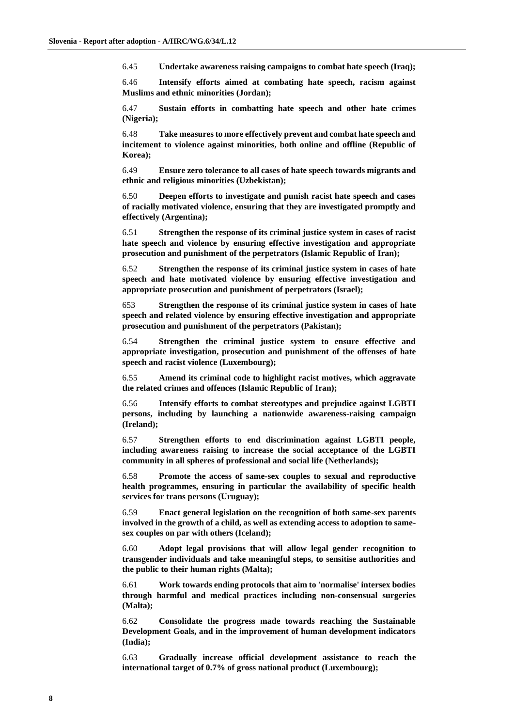6.45 **Undertake awareness raising campaigns to combat hate speech (Iraq);**

6.46 **Intensify efforts aimed at combating hate speech, racism against Muslims and ethnic minorities (Jordan);**

6.47 **Sustain efforts in combatting hate speech and other hate crimes (Nigeria);**

6.48 **Take measures to more effectively prevent and combat hate speech and incitement to violence against minorities, both online and offline (Republic of Korea);**

6.49 **Ensure zero tolerance to all cases of hate speech towards migrants and ethnic and religious minorities (Uzbekistan);**

6.50 **Deepen efforts to investigate and punish racist hate speech and cases of racially motivated violence, ensuring that they are investigated promptly and effectively (Argentina);**

6.51 **Strengthen the response of its criminal justice system in cases of racist hate speech and violence by ensuring effective investigation and appropriate prosecution and punishment of the perpetrators (Islamic Republic of Iran);**

6.52 **Strengthen the response of its criminal justice system in cases of hate speech and hate motivated violence by ensuring effective investigation and appropriate prosecution and punishment of perpetrators (Israel);**

653 **Strengthen the response of its criminal justice system in cases of hate speech and related violence by ensuring effective investigation and appropriate prosecution and punishment of the perpetrators (Pakistan);**

6.54 **Strengthen the criminal justice system to ensure effective and appropriate investigation, prosecution and punishment of the offenses of hate speech and racist violence (Luxembourg);**

6.55 **Amend its criminal code to highlight racist motives, which aggravate the related crimes and offences (Islamic Republic of Iran);**

6.56 **Intensify efforts to combat stereotypes and prejudice against LGBTI persons, including by launching a nationwide awareness-raising campaign (Ireland);**

6.57 **Strengthen efforts to end discrimination against LGBTI people, including awareness raising to increase the social acceptance of the LGBTI community in all spheres of professional and social life (Netherlands);**

6.58 **Promote the access of same-sex couples to sexual and reproductive health programmes, ensuring in particular the availability of specific health services for trans persons (Uruguay);**

6.59 **Enact general legislation on the recognition of both same-sex parents involved in the growth of a child, as well as extending access to adoption to same-sex couples on par with others (Iceland);**

6.60 **Adopt legal provisions that will allow legal gender recognition to transgender individuals and take meaningful steps, to sensitise authorities and the public to their human rights (Malta);**

6.61 **Work towards ending protocols that aim to 'normalise' intersex bodies through harmful and medical practices including non-consensual surgeries (Malta);**

6.62 **Consolidate the progress made towards reaching the Sustainable Development Goals, and in the improvement of human development indicators (India);**

6.63 **Gradually increase official development assistance to reach the international target of 0.7% of gross national product (Luxembourg);**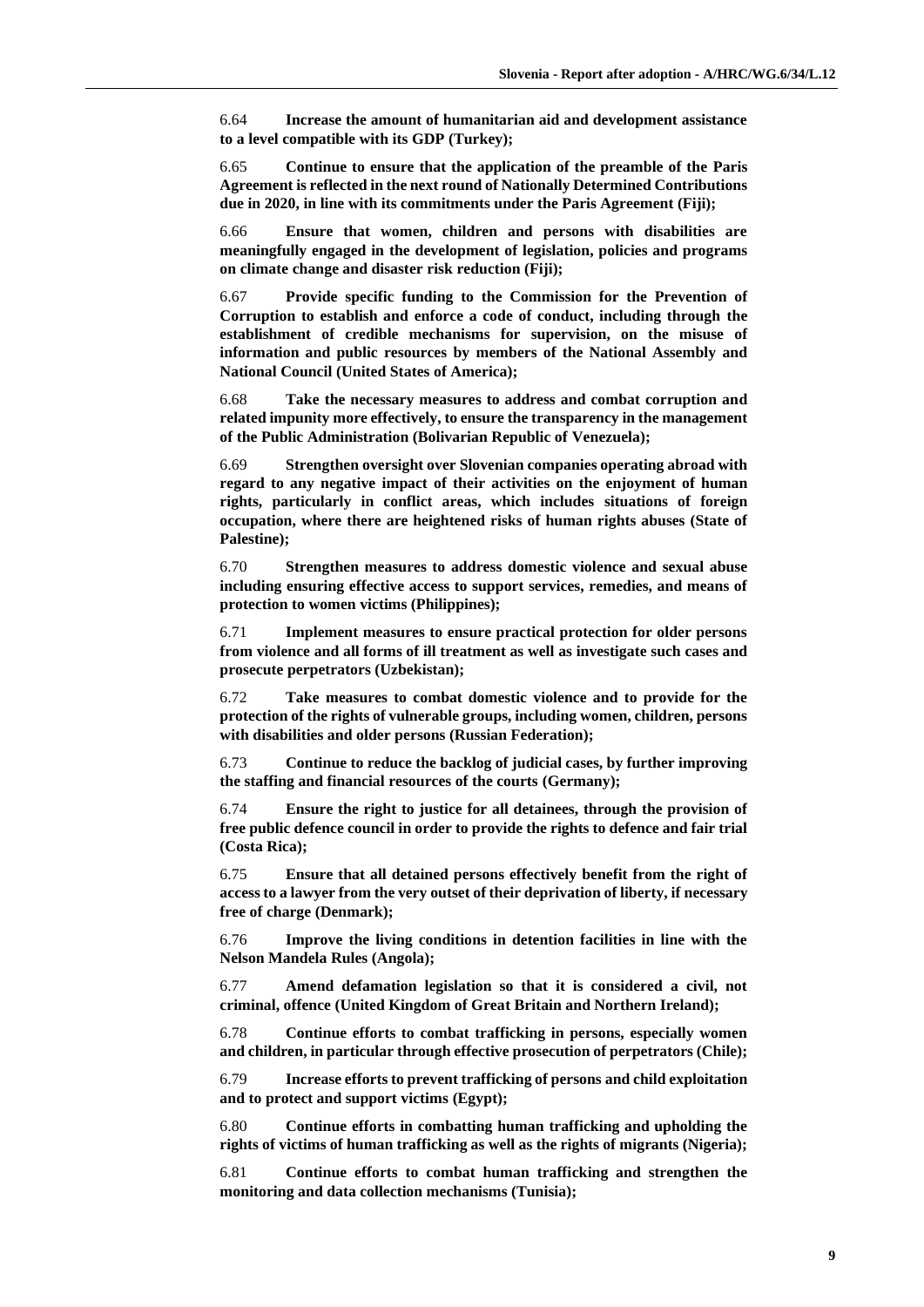6.64 **Increase the amount of humanitarian aid and development assistance to a level compatible with its GDP (Turkey);**

6.65 **Continue to ensure that the application of the preamble of the Paris Agreement is reflected in the next round of Nationally Determined Contributions due in 2020, in line with its commitments under the Paris Agreement (Fiji);**

6.66 **Ensure that women, children and persons with disabilities are meaningfully engaged in the development of legislation, policies and programs on climate change and disaster risk reduction (Fiji);**

6.67 **Provide specific funding to the Commission for the Prevention of Corruption to establish and enforce a code of conduct, including through the establishment of credible mechanisms for supervision, on the misuse of information and public resources by members of the National Assembly and National Council (United States of America);**

6.68 **Take the necessary measures to address and combat corruption and related impunity more effectively, to ensure the transparency in the management of the Public Administration (Bolivarian Republic of Venezuela);**

6.69 **Strengthen oversight over Slovenian companies operating abroad with regard to any negative impact of their activities on the enjoyment of human rights, particularly in conflict areas, which includes situations of foreign occupation, where there are heightened risks of human rights abuses (State of Palestine);**

6.70 **Strengthen measures to address domestic violence and sexual abuse including ensuring effective access to support services, remedies, and means of protection to women victims (Philippines);**

6.71 **Implement measures to ensure practical protection for older persons from violence and all forms of ill treatment as well as investigate such cases and prosecute perpetrators (Uzbekistan);**

6.72 **Take measures to combat domestic violence and to provide for the protection of the rights of vulnerable groups, including women, children, persons with disabilities and older persons (Russian Federation);**

6.73 **Continue to reduce the backlog of judicial cases, by further improving the staffing and financial resources of the courts (Germany);**

6.74 **Ensure the right to justice for all detainees, through the provision of free public defence council in order to provide the rights to defence and fair trial (Costa Rica);**

6.75 **Ensure that all detained persons effectively benefit from the right of access to a lawyer from the very outset of their deprivation of liberty, if necessary free of charge (Denmark);**

6.76 **Improve the living conditions in detention facilities in line with the Nelson Mandela Rules (Angola);**

6.77 **Amend defamation legislation so that it is considered a civil, not criminal, offence (United Kingdom of Great Britain and Northern Ireland);**

6.78 **Continue efforts to combat trafficking in persons, especially women and children, in particular through effective prosecution of perpetrators (Chile);**

6.79 **Increase efforts to prevent trafficking of persons and child exploitation and to protect and support victims (Egypt);**

6.80 **Continue efforts in combatting human trafficking and upholding the rights of victims of human trafficking as well as the rights of migrants (Nigeria);**

6.81 **Continue efforts to combat human trafficking and strengthen the monitoring and data collection mechanisms (Tunisia);**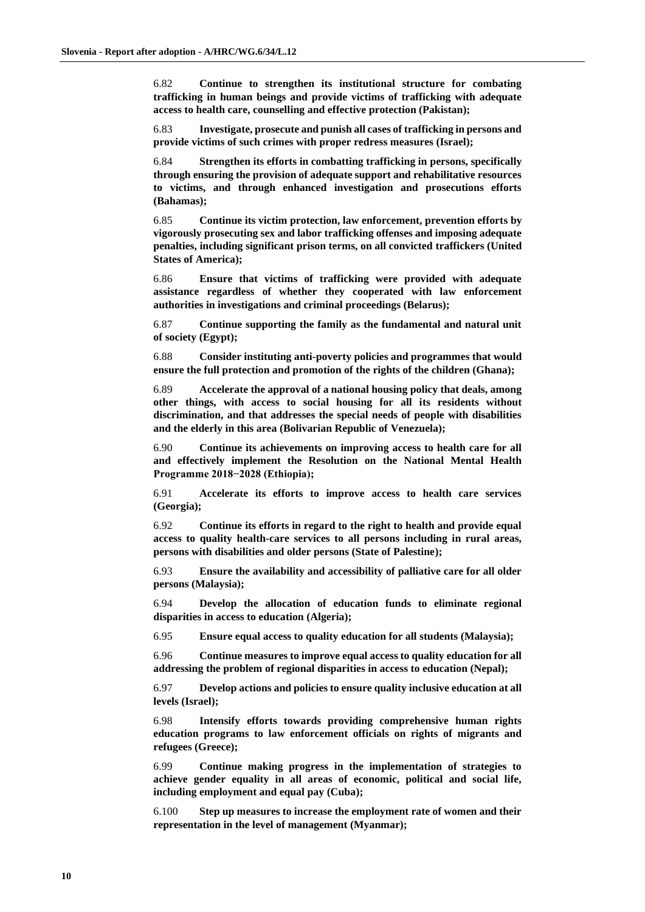6.82 **Continue to strengthen its institutional structure for combating trafficking in human beings and provide victims of trafficking with adequate access to health care, counselling and effective protection (Pakistan);**

6.83 **Investigate, prosecute and punish all cases of trafficking in persons and provide victims of such crimes with proper redress measures (Israel);**

6.84 **Strengthen its efforts in combatting trafficking in persons, specifically through ensuring the provision of adequate support and rehabilitative resources to victims, and through enhanced investigation and prosecutions efforts (Bahamas);**

6.85 **Continue its victim protection, law enforcement, prevention efforts by vigorously prosecuting sex and labor trafficking offenses and imposing adequate penalties, including significant prison terms, on all convicted traffickers (United States of America);**

6.86 **Ensure that victims of trafficking were provided with adequate assistance regardless of whether they cooperated with law enforcement authorities in investigations and criminal proceedings (Belarus);**

6.87 **Continue supporting the family as the fundamental and natural unit of society (Egypt);**

6.88 **Consider instituting anti-poverty policies and programmes that would ensure the full protection and promotion of the rights of the children (Ghana);**

6.89 **Accelerate the approval of a national housing policy that deals, among other things, with access to social housing for all its residents without discrimination, and that addresses the special needs of people with disabilities and the elderly in this area (Bolivarian Republic of Venezuela);**

6.90 **Continue its achievements on improving access to health care for all and effectively implement the Resolution on the National Mental Health Programme 2018−2028 (Ethiopia);**

6.91 **Accelerate its efforts to improve access to health care services (Georgia);**

6.92 **Continue its efforts in regard to the right to health and provide equal access to quality health-care services to all persons including in rural areas, persons with disabilities and older persons (State of Palestine);**

6.93 **Ensure the availability and accessibility of palliative care for all older persons (Malaysia);**

6.94 **Develop the allocation of education funds to eliminate regional disparities in access to education (Algeria);**

6.95 **Ensure equal access to quality education for all students (Malaysia);**

6.96 **Continue measures to improve equal access to quality education for all addressing the problem of regional disparities in access to education (Nepal);**

6.97 **Develop actions and policies to ensure quality inclusive education at all levels (Israel);**

6.98 **Intensify efforts towards providing comprehensive human rights education programs to law enforcement officials on rights of migrants and refugees (Greece);**

6.99 **Continue making progress in the implementation of strategies to achieve gender equality in all areas of economic, political and social life, including employment and equal pay (Cuba);**

6.100 **Step up measures to increase the employment rate of women and their representation in the level of management (Myanmar);**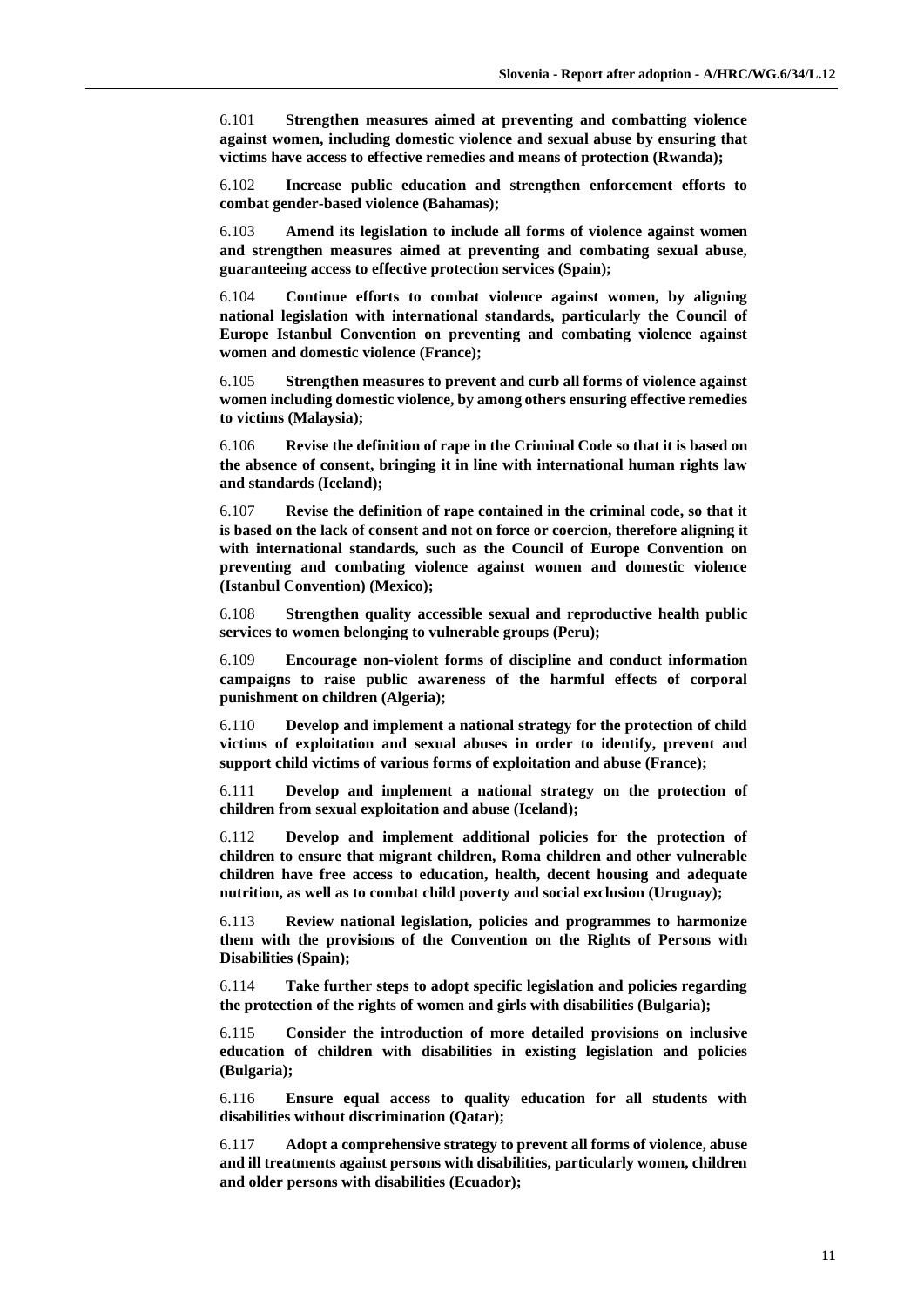6.101 **Strengthen measures aimed at preventing and combatting violence against women, including domestic violence and sexual abuse by ensuring that victims have access to effective remedies and means of protection (Rwanda);**

6.102 **Increase public education and strengthen enforcement efforts to combat gender-based violence (Bahamas);**

6.103 **Amend its legislation to include all forms of violence against women and strengthen measures aimed at preventing and combating sexual abuse, guaranteeing access to effective protection services (Spain);**

6.104 **Continue efforts to combat violence against women, by aligning national legislation with international standards, particularly the Council of Europe Istanbul Convention on preventing and combating violence against women and domestic violence (France);**

6.105 **Strengthen measures to prevent and curb all forms of violence against women including domestic violence, by among others ensuring effective remedies to victims (Malaysia);**

6.106 **Revise the definition of rape in the Criminal Code so that it is based on the absence of consent, bringing it in line with international human rights law and standards (Iceland);**

6.107 **Revise the definition of rape contained in the criminal code, so that it is based on the lack of consent and not on force or coercion, therefore aligning it with international standards, such as the Council of Europe Convention on preventing and combating violence against women and domestic violence (Istanbul Convention) (Mexico);**

6.108 **Strengthen quality accessible sexual and reproductive health public services to women belonging to vulnerable groups (Peru);**

6.109 **Encourage non-violent forms of discipline and conduct information campaigns to raise public awareness of the harmful effects of corporal punishment on children (Algeria);**

6.110 **Develop and implement a national strategy for the protection of child victims of exploitation and sexual abuses in order to identify, prevent and support child victims of various forms of exploitation and abuse (France);**

6.111 **Develop and implement a national strategy on the protection of children from sexual exploitation and abuse (Iceland);**

6.112 **Develop and implement additional policies for the protection of children to ensure that migrant children, Roma children and other vulnerable children have free access to education, health, decent housing and adequate nutrition, as well as to combat child poverty and social exclusion (Uruguay);**

6.113 **Review national legislation, policies and programmes to harmonize them with the provisions of the Convention on the Rights of Persons with Disabilities (Spain);**

6.114 **Take further steps to adopt specific legislation and policies regarding the protection of the rights of women and girls with disabilities (Bulgaria);**

6.115 **Consider the introduction of more detailed provisions on inclusive education of children with disabilities in existing legislation and policies (Bulgaria);**

6.116 **Ensure equal access to quality education for all students with disabilities without discrimination (Qatar);**

6.117 **Adopt a comprehensive strategy to prevent all forms of violence, abuse and ill treatments against persons with disabilities, particularly women, children and older persons with disabilities (Ecuador);**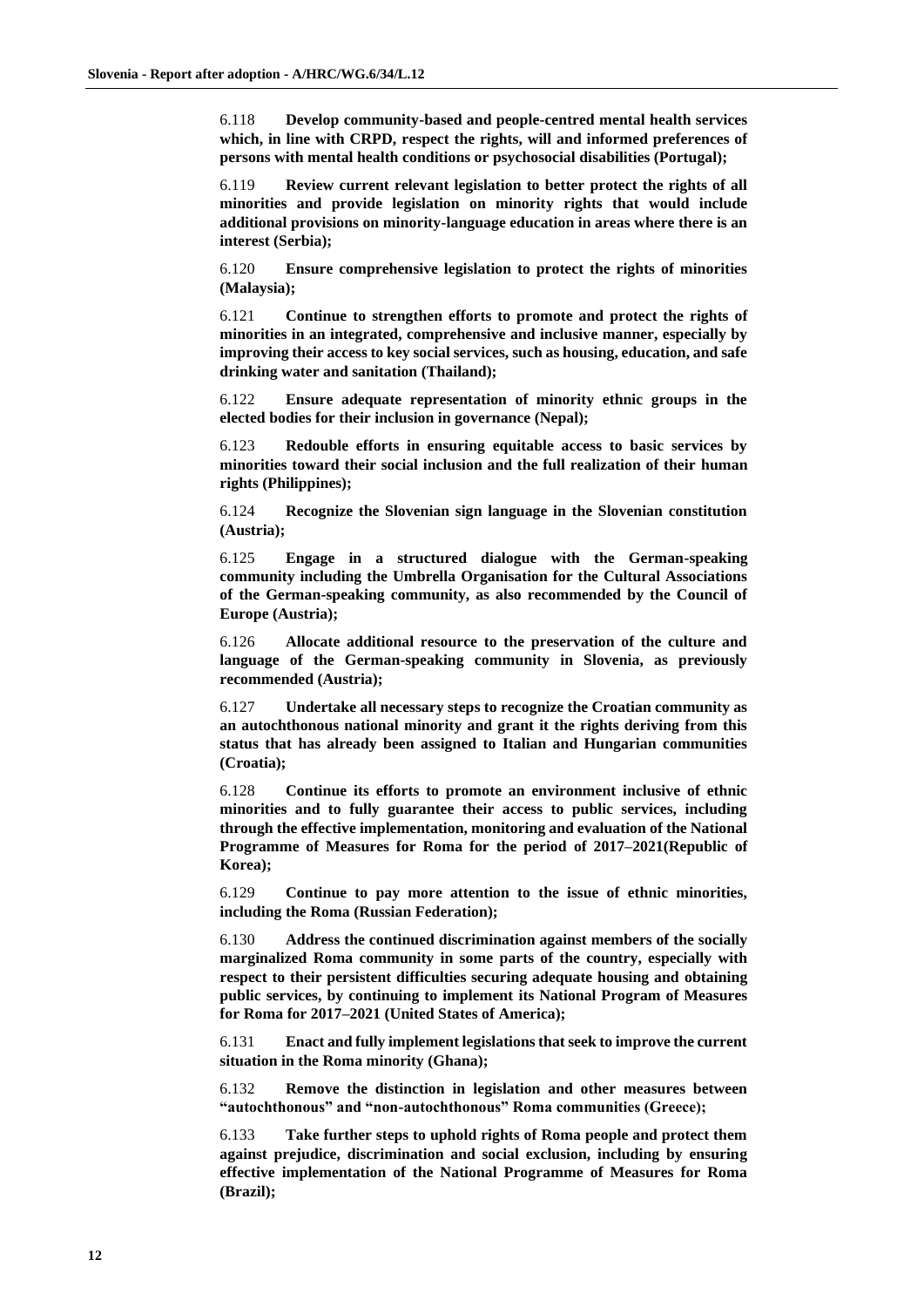6.118 **Develop community-based and people-centred mental health services which, in line with CRPD, respect the rights, will and informed preferences of persons with mental health conditions or psychosocial disabilities (Portugal);**

6.119 **Review current relevant legislation to better protect the rights of all minorities and provide legislation on minority rights that would include additional provisions on minority-language education in areas where there is an interest (Serbia);**

6.120 **Ensure comprehensive legislation to protect the rights of minorities (Malaysia);**

6.121 **Continue to strengthen efforts to promote and protect the rights of minorities in an integrated, comprehensive and inclusive manner, especially by improving their access to key social services, such as housing, education, and safe drinking water and sanitation (Thailand);**

6.122 **Ensure adequate representation of minority ethnic groups in the elected bodies for their inclusion in governance (Nepal);**

6.123 **Redouble efforts in ensuring equitable access to basic services by minorities toward their social inclusion and the full realization of their human rights (Philippines);**

6.124 **Recognize the Slovenian sign language in the Slovenian constitution (Austria);**

6.125 **Engage in a structured dialogue with the German-speaking community including the Umbrella Organisation for the Cultural Associations of the German-speaking community, as also recommended by the Council of Europe (Austria);**

6.126 **Allocate additional resource to the preservation of the culture and language of the German-speaking community in Slovenia, as previously recommended (Austria);**

6.127 **Undertake all necessary steps to recognize the Croatian community as an autochthonous national minority and grant it the rights deriving from this status that has already been assigned to Italian and Hungarian communities (Croatia);**

6.128 **Continue its efforts to promote an environment inclusive of ethnic minorities and to fully guarantee their access to public services, including through the effective implementation, monitoring and evaluation of the National Programme of Measures for Roma for the period of 2017–2021(Republic of Korea);**

6.129 **Continue to pay more attention to the issue of ethnic minorities, including the Roma (Russian Federation);**

6.130 **Address the continued discrimination against members of the socially marginalized Roma community in some parts of the country, especially with respect to their persistent difficulties securing adequate housing and obtaining public services, by continuing to implement its National Program of Measures for Roma for 2017–2021 (United States of America);**

6.131 **Enact and fully implement legislations that seek to improve the current situation in the Roma minority (Ghana);**

6.132 **Remove the distinction in legislation and other measures between "autochthonous" and "non-autochthonous" Roma communities (Greece);**

6.133 **Take further steps to uphold rights of Roma people and protect them against prejudice, discrimination and social exclusion, including by ensuring effective implementation of the National Programme of Measures for Roma (Brazil);**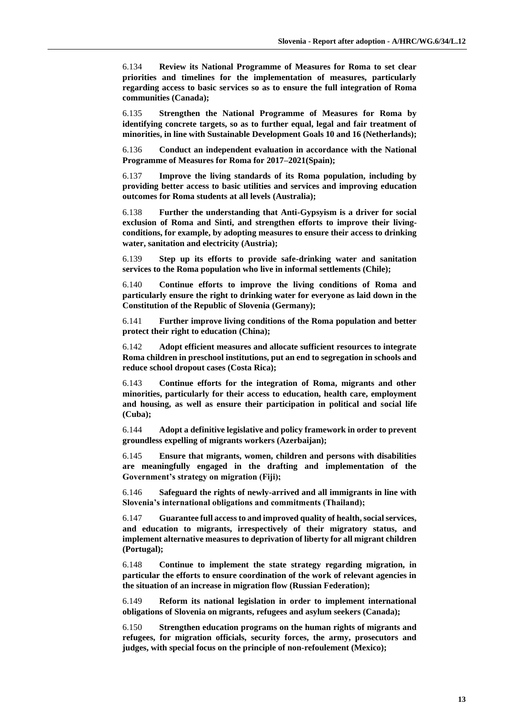6.134 **Review its National Programme of Measures for Roma to set clear priorities and timelines for the implementation of measures, particularly regarding access to basic services so as to ensure the full integration of Roma communities (Canada);**

6.135 **Strengthen the National Programme of Measures for Roma by identifying concrete targets, so as to further equal, legal and fair treatment of minorities, in line with Sustainable Development Goals 10 and 16 (Netherlands);**

6.136 **Conduct an independent evaluation in accordance with the National Programme of Measures for Roma for 2017–2021(Spain);**

6.137 **Improve the living standards of its Roma population, including by providing better access to basic utilities and services and improving education outcomes for Roma students at all levels (Australia);**

6.138 **Further the understanding that Anti-Gypsyism is a driver for social exclusion of Roma and Sinti, and strengthen efforts to improve their living-conditions, for example, by adopting measures to ensure their access to drinking water, sanitation and electricity (Austria);**

6.139 **Step up its efforts to provide safe-drinking water and sanitation services to the Roma population who live in informal settlements (Chile);**

6.140 **Continue efforts to improve the living conditions of Roma and particularly ensure the right to drinking water for everyone as laid down in the Constitution of the Republic of Slovenia (Germany);**

6.141 **Further improve living conditions of the Roma population and better protect their right to education (China);**

6.142 **Adopt efficient measures and allocate sufficient resources to integrate Roma children in preschool institutions, put an end to segregation in schools and reduce school dropout cases (Costa Rica);**

6.143 **Continue efforts for the integration of Roma, migrants and other minorities, particularly for their access to education, health care, employment and housing, as well as ensure their participation in political and social life (Cuba);**

6.144 **Adopt a definitive legislative and policy framework in order to prevent groundless expelling of migrants workers (Azerbaijan);**

6.145 **Ensure that migrants, women, children and persons with disabilities are meaningfully engaged in the drafting and implementation of the Government's strategy on migration (Fiji);**

6.146 **Safeguard the rights of newly-arrived and all immigrants in line with Slovenia's international obligations and commitments (Thailand);**

6.147 **Guarantee full access to and improved quality of health, social services, and education to migrants, irrespectively of their migratory status, and implement alternative measures to deprivation of liberty for all migrant children (Portugal);**

6.148 **Continue to implement the state strategy regarding migration, in particular the efforts to ensure coordination of the work of relevant agencies in the situation of an increase in migration flow (Russian Federation);**

6.149 **Reform its national legislation in order to implement international obligations of Slovenia on migrants, refugees and asylum seekers (Canada);**

6.150 **Strengthen education programs on the human rights of migrants and refugees, for migration officials, security forces, the army, prosecutors and judges, with special focus on the principle of non-refoulement (Mexico);**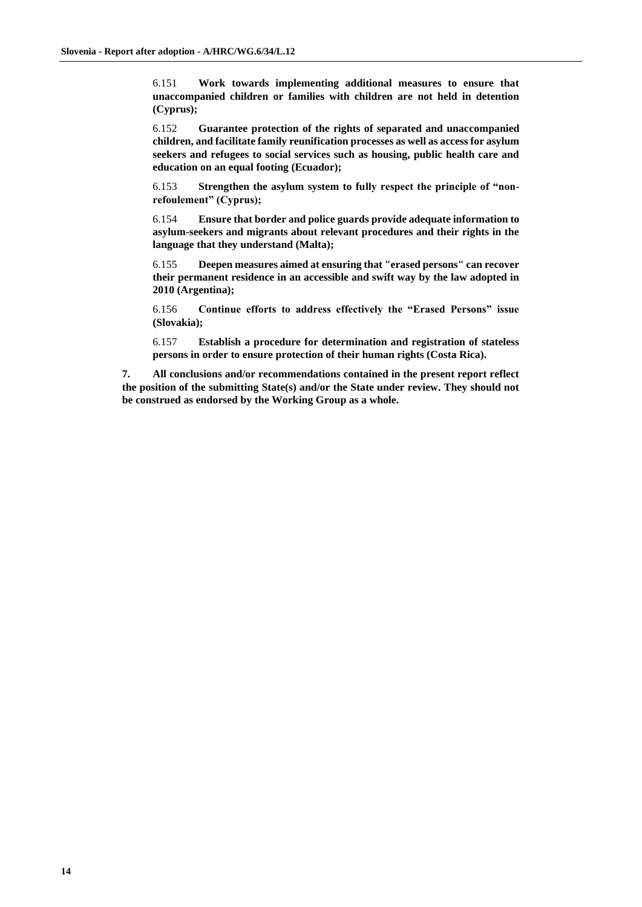6.151 **Work towards implementing additional measures to ensure that unaccompanied children or families with children are not held in detention (Cyprus);**

6.152 **Guarantee protection of the rights of separated and unaccompanied children, and facilitate family reunification processes as well as access for asylum seekers and refugees to social services such as housing, public health care and education on an equal footing (Ecuador);**

6.153 **Strengthen the asylum system to fully respect the principle of "non-refoulement" (Cyprus);**

6.154 **Ensure that border and police guards provide adequate information to asylum-seekers and migrants about relevant procedures and their rights in the language that they understand (Malta);**

6.155 **Deepen measures aimed at ensuring that "erased persons" can recover their permanent residence in an accessible and swift way by the law adopted in 2010 (Argentina);**

6.156 **Continue efforts to address effectively the "Erased Persons" issue (Slovakia);**

6.157 **Establish a procedure for determination and registration of stateless persons in order to ensure protection of their human rights (Costa Rica).**

**7. All conclusions and/or recommendations contained in the present report reflect the position of the submitting State(s) and/or the State under review. They should not be construed as endorsed by the Working Group as a whole.**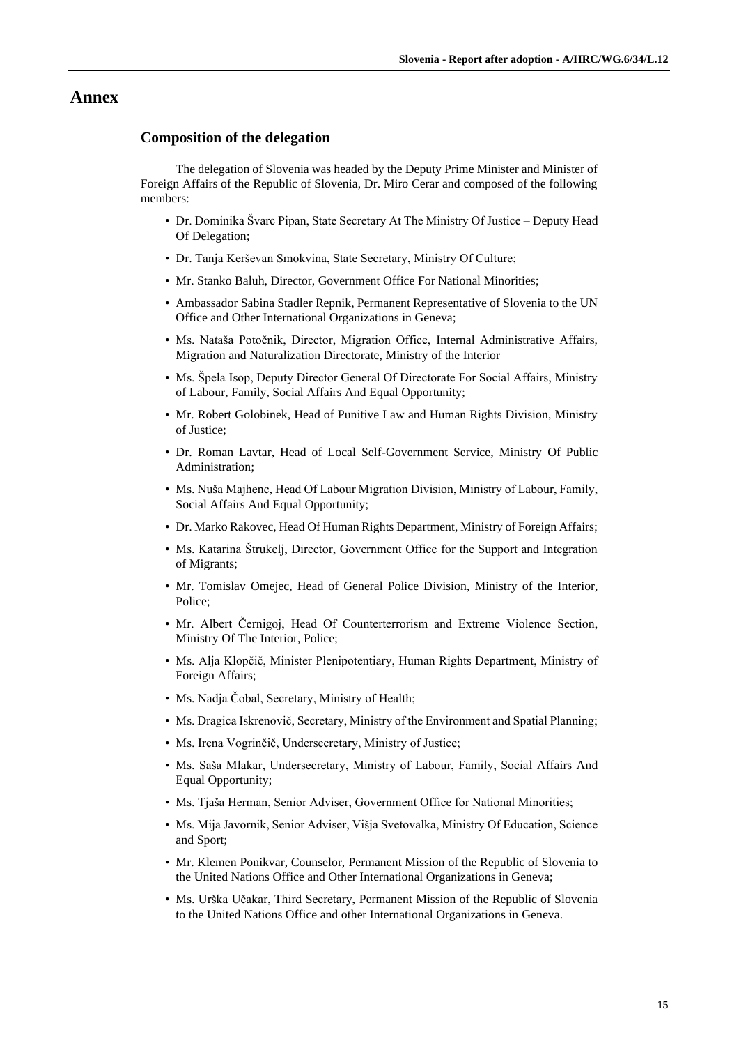# Annex

## Composition of the delegation

The delegation of Slovenia was headed by the Deputy Prime Minister and Minister of Foreign Affairs of the Republic of Slovenia, Dr. Miro Cerar and composed of the following members:

- Dr. Dominika Švarc Pipan, State Secretary At The Ministry Of Justice – Deputy Head Of Delegation;
- Dr. Tanja Kerševan Smokvina, State Secretary, Ministry Of Culture;
- Mr. Stanko Baluh, Director, Government Office For National Minorities;
- Ambassador Sabina Stadler Repnik, Permanent Representative of Slovenia to the UN Office and Other International Organizations in Geneva;
- Ms. Nataša Potočnik, Director, Migration Office, Internal Administrative Affairs, Migration and Naturalization Directorate, Ministry of the Interior
- Ms. Špela Isop, Deputy Director General Of Directorate For Social Affairs, Ministry of Labour, Family, Social Affairs And Equal Opportunity;
- Mr. Robert Golobinek, Head of Punitive Law and Human Rights Division, Ministry of Justice;
- Dr. Roman Lavtar, Head of Local Self-Government Service, Ministry Of Public Administration;
- Ms. Nuša Majhenc, Head Of Labour Migration Division, Ministry of Labour, Family, Social Affairs And Equal Opportunity;
- Dr. Marko Rakovec, Head Of Human Rights Department, Ministry of Foreign Affairs;
- Ms. Katarina Štrukelj, Director, Government Office for the Support and Integration of Migrants;
- Mr. Tomislav Omejec, Head of General Police Division, Ministry of the Interior, Police;
- Mr. Albert Černigoj, Head Of Counterterrorism and Extreme Violence Section, Ministry Of The Interior, Police;
- Ms. Alja Klopčič, Minister Plenipotentiary, Human Rights Department, Ministry of Foreign Affairs;
- Ms. Nadja Čobal, Secretary, Ministry of Health;
- Ms. Dragica Iskrenovič, Secretary, Ministry of the Environment and Spatial Planning;
- Ms. Irena Vogrinčič, Undersecretary, Ministry of Justice;
- Ms. Saša Mlakar, Undersecretary, Ministry of Labour, Family, Social Affairs And Equal Opportunity;
- Ms. Tjaša Herman, Senior Adviser, Government Office for National Minorities;
- Ms. Mija Javornik, Senior Adviser, Višja Svetovalka, Ministry Of Education, Science and Sport;
- Mr. Klemen Ponikvar, Counselor, Permanent Mission of the Republic of Slovenia to the United Nations Office and Other International Organizations in Geneva;
- Ms. Urška Učakar, Third Secretary, Permanent Mission of the Republic of Slovenia to the United Nations Office and other International Organizations in Geneva.